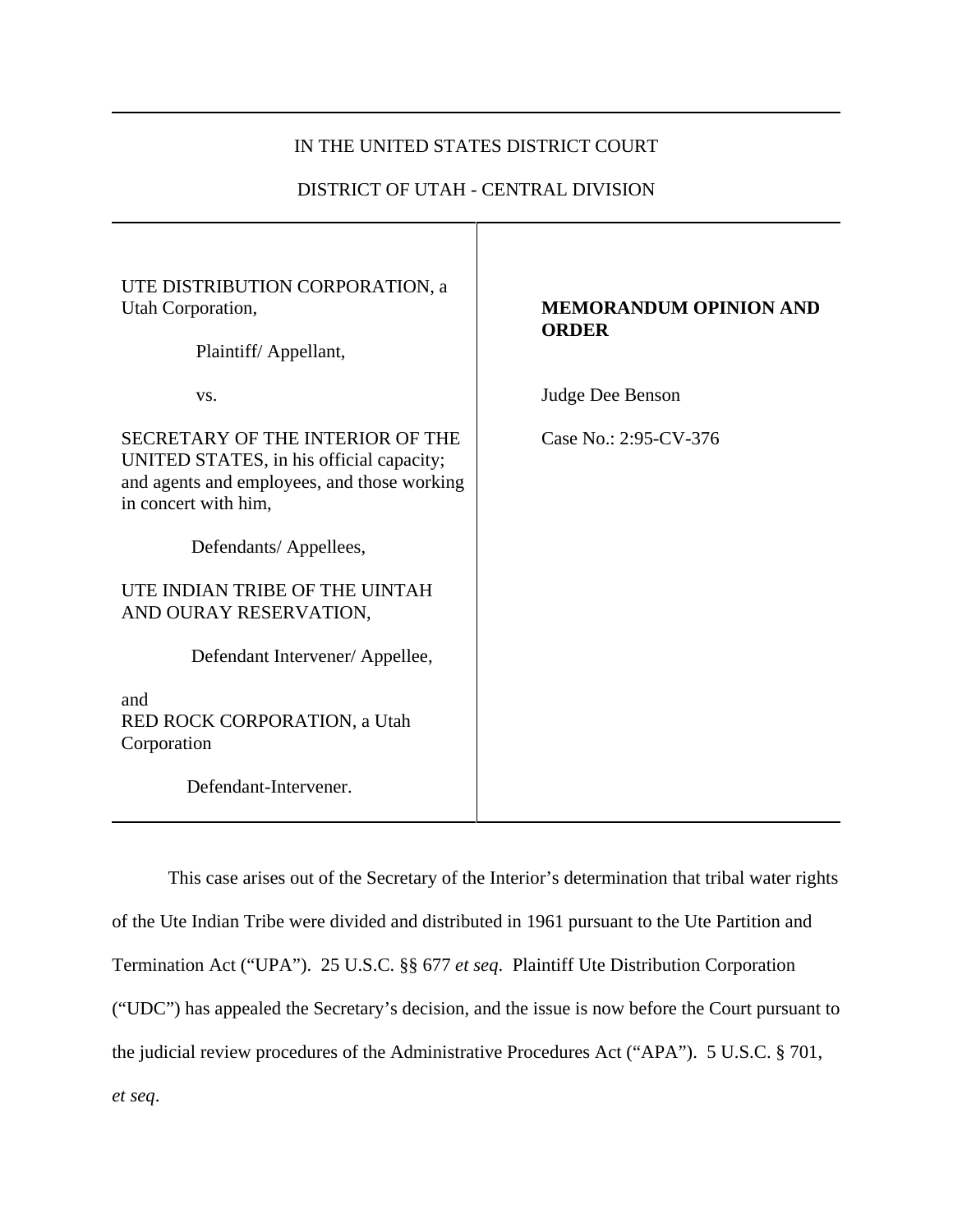IN THE UNITED STATES DISTRICT COURT

DISTRICT OF UTAH - CENTRAL DIVISION

| | |
|---|---|
| UTE DISTRIBUTION CORPORATION, a Utah Corporation,<br><br>Plaintiff/ Appellant,<br><br>vs.<br><br>SECRETARY OF THE INTERIOR OF THE UNITED STATES, in his official capacity; and agents and employees, and those working in concert with him,<br><br>Defendants/ Appellees,<br><br>UTE INDIAN TRIBE OF THE UINTAH AND OURAY RESERVATION,<br><br>Defendant Intervener/ Appellee,<br><br>and<br>RED ROCK CORPORATION, a Utah Corporation<br><br>Defendant-Intervener. | **MEMORANDUM OPINION AND ORDER**<br><br>Judge Dee Benson<br><br>Case No.: 2:95-CV-376 |

This case arises out of the Secretary of the Interior's determination that tribal water rights of the Ute Indian Tribe were divided and distributed in 1961 pursuant to the Ute Partition and Termination Act ("UPA"). 25 U.S.C. §§ 677 *et seq.* Plaintiff Ute Distribution Corporation ("UDC") has appealed the Secretary's decision, and the issue is now before the Court pursuant to the judicial review procedures of the Administrative Procedures Act ("APA"). 5 U.S.C. § 701, *et seq*.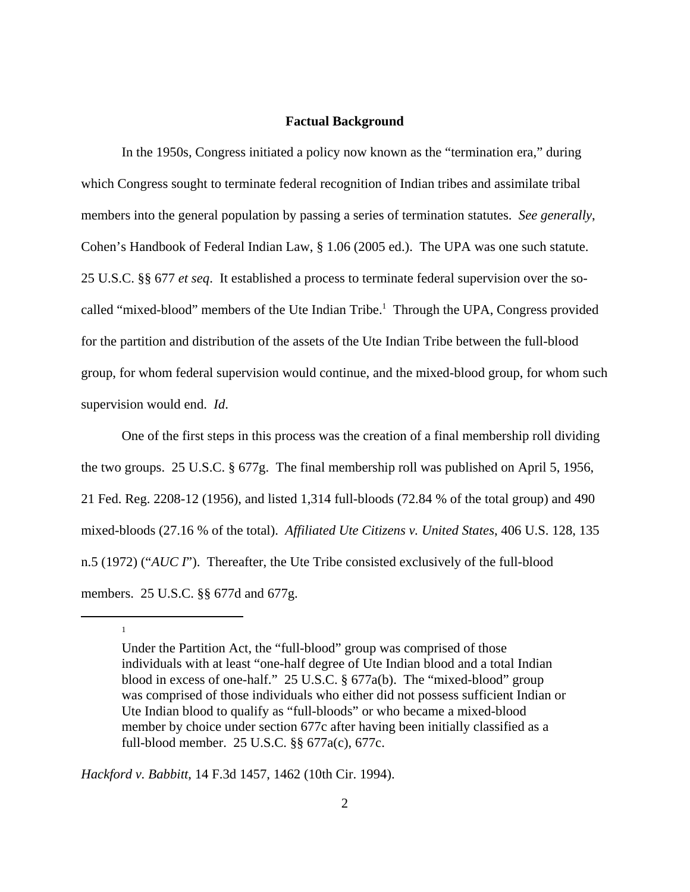## Factual Background

In the 1950s, Congress initiated a policy now known as the "termination era," during which Congress sought to terminate federal recognition of Indian tribes and assimilate tribal members into the general population by passing a series of termination statutes. *See generally*, Cohen's Handbook of Federal Indian Law, § 1.06 (2005 ed.). The UPA was one such statute. 25 U.S.C. §§ 677 *et seq*. It established a process to terminate federal supervision over the so-called "mixed-blood" members of the Ute Indian Tribe.[1] Through the UPA, Congress provided for the partition and distribution of the assets of the Ute Indian Tribe between the full-blood group, for whom federal supervision would continue, and the mixed-blood group, for whom such supervision would end. *Id.*

One of the first steps in this process was the creation of a final membership roll dividing the two groups. 25 U.S.C. § 677g. The final membership roll was published on April 5, 1956, 21 Fed. Reg. 2208-12 (1956), and listed 1,314 full-bloods (72.84 % of the total group) and 490 mixed-bloods (27.16 % of the total). *Affiliated Ute Citizens v. United States*, 406 U.S. 128, 135 n.5 (1972) ("*AUC I*"). Thereafter, the Ute Tribe consisted exclusively of the full-blood members. 25 U.S.C. §§ 677d and 677g.

---

[1]

> Under the Partition Act, the "full-blood" group was comprised of those individuals with at least "one-half degree of Ute Indian blood and a total Indian blood in excess of one-half." 25 U.S.C. § 677a(b). The "mixed-blood" group was comprised of those individuals who either did not possess sufficient Indian or Ute Indian blood to qualify as "full-bloods" or who became a mixed-blood member by choice under section 677c after having been initially classified as a full-blood member. 25 U.S.C. §§ 677a(c), 677c.

*Hackford v. Babbitt*, 14 F.3d 1457, 1462 (10th Cir. 1994).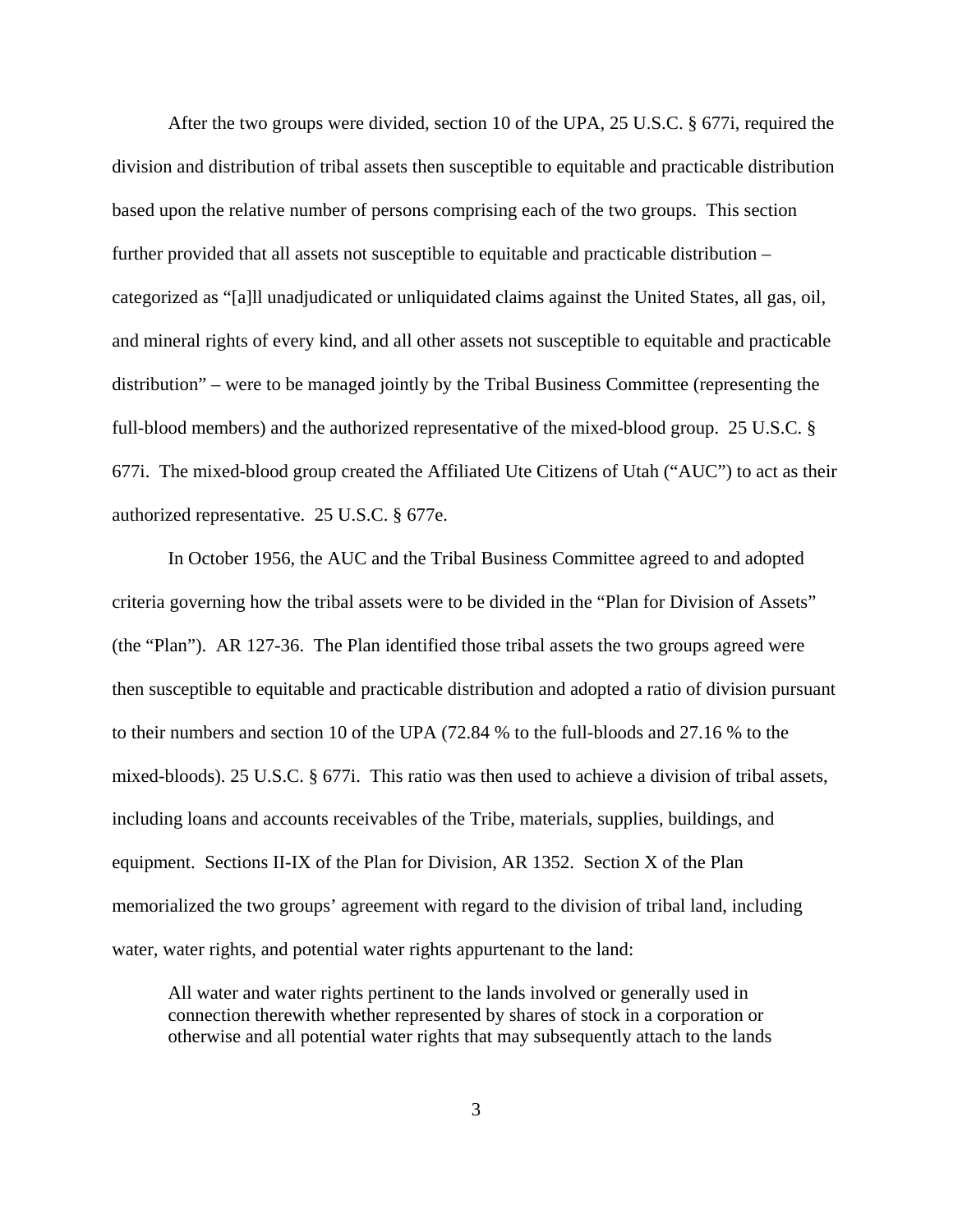After the two groups were divided, section 10 of the UPA, 25 U.S.C. § 677i, required the division and distribution of tribal assets then susceptible to equitable and practicable distribution based upon the relative number of persons comprising each of the two groups. This section further provided that all assets not susceptible to equitable and practicable distribution – categorized as "[a]ll unadjudicated or unliquidated claims against the United States, all gas, oil, and mineral rights of every kind, and all other assets not susceptible to equitable and practicable distribution" – were to be managed jointly by the Tribal Business Committee (representing the full-blood members) and the authorized representative of the mixed-blood group. 25 U.S.C. § 677i. The mixed-blood group created the Affiliated Ute Citizens of Utah ("AUC") to act as their authorized representative. 25 U.S.C. § 677e.

In October 1956, the AUC and the Tribal Business Committee agreed to and adopted criteria governing how the tribal assets were to be divided in the "Plan for Division of Assets" (the "Plan"). AR 127-36. The Plan identified those tribal assets the two groups agreed were then susceptible to equitable and practicable distribution and adopted a ratio of division pursuant to their numbers and section 10 of the UPA (72.84 % to the full-bloods and 27.16 % to the mixed-bloods). 25 U.S.C. § 677i. This ratio was then used to achieve a division of tribal assets, including loans and accounts receivables of the Tribe, materials, supplies, buildings, and equipment. Sections II-IX of the Plan for Division, AR 1352. Section X of the Plan memorialized the two groups' agreement with regard to the division of tribal land, including water, water rights, and potential water rights appurtenant to the land:

> All water and water rights pertinent to the lands involved or generally used in connection therewith whether represented by shares of stock in a corporation or otherwise and all potential water rights that may subsequently attach to the lands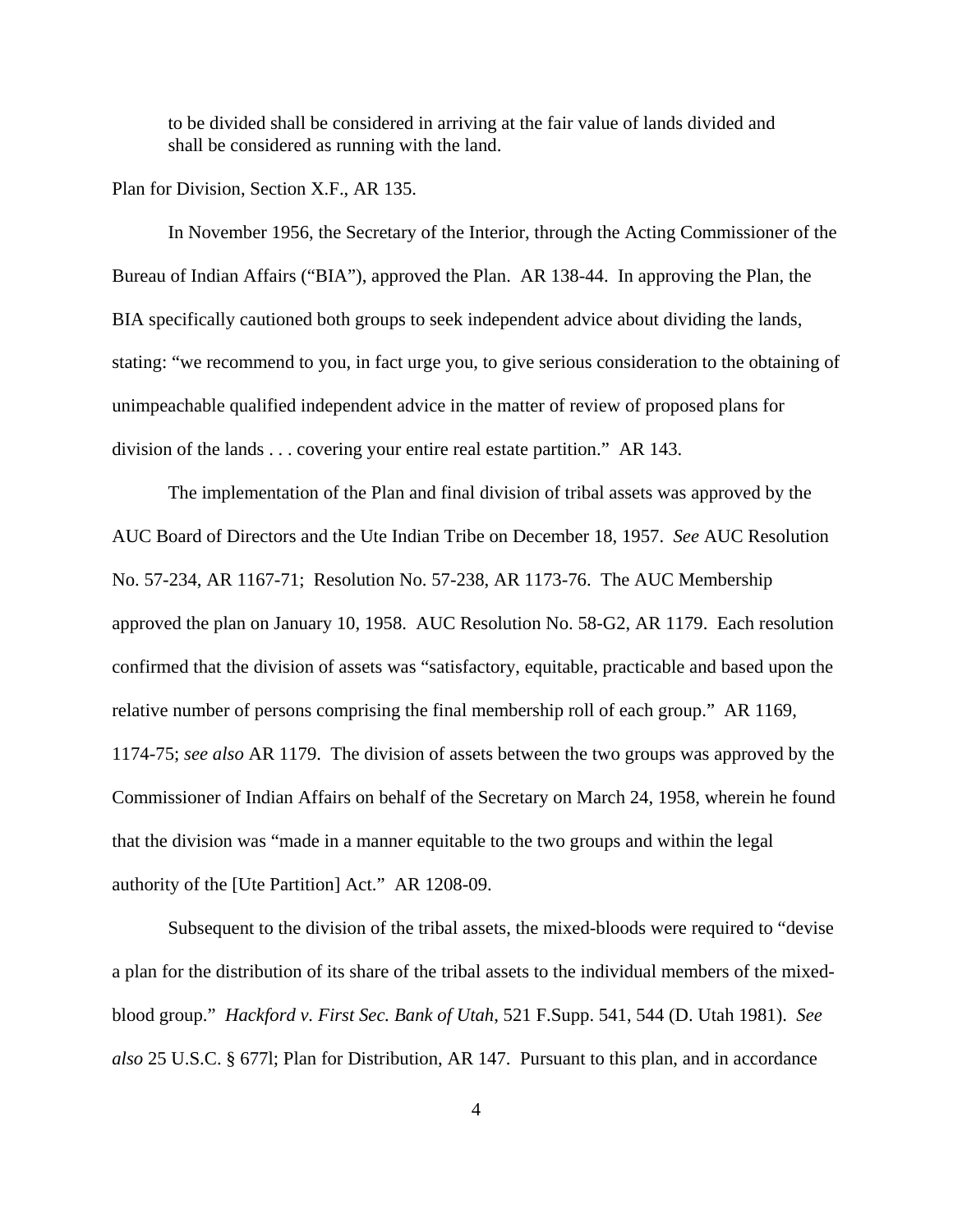> to be divided shall be considered in arriving at the fair value of lands divided and shall be considered as running with the land.

Plan for Division, Section X.F., AR 135.

In November 1956, the Secretary of the Interior, through the Acting Commissioner of the Bureau of Indian Affairs ("BIA"), approved the Plan. AR 138-44. In approving the Plan, the BIA specifically cautioned both groups to seek independent advice about dividing the lands, stating: "we recommend to you, in fact urge you, to give serious consideration to the obtaining of unimpeachable qualified independent advice in the matter of review of proposed plans for division of the lands . . . covering your entire real estate partition." AR 143.

The implementation of the Plan and final division of tribal assets was approved by the AUC Board of Directors and the Ute Indian Tribe on December 18, 1957. *See* AUC Resolution No. 57-234, AR 1167-71; Resolution No. 57-238, AR 1173-76. The AUC Membership approved the plan on January 10, 1958. AUC Resolution No. 58-G2, AR 1179. Each resolution confirmed that the division of assets was "satisfactory, equitable, practicable and based upon the relative number of persons comprising the final membership roll of each group." AR 1169, 1174-75; *see also* AR 1179. The division of assets between the two groups was approved by the Commissioner of Indian Affairs on behalf of the Secretary on March 24, 1958, wherein he found that the division was "made in a manner equitable to the two groups and within the legal authority of the [Ute Partition] Act." AR 1208-09.

Subsequent to the division of the tribal assets, the mixed-bloods were required to "devise a plan for the distribution of its share of the tribal assets to the individual members of the mixed-blood group." *Hackford v. First Sec. Bank of Utah*, 521 F.Supp. 541, 544 (D. Utah 1981). *See also* 25 U.S.C. § 677l; Plan for Distribution, AR 147. Pursuant to this plan, and in accordance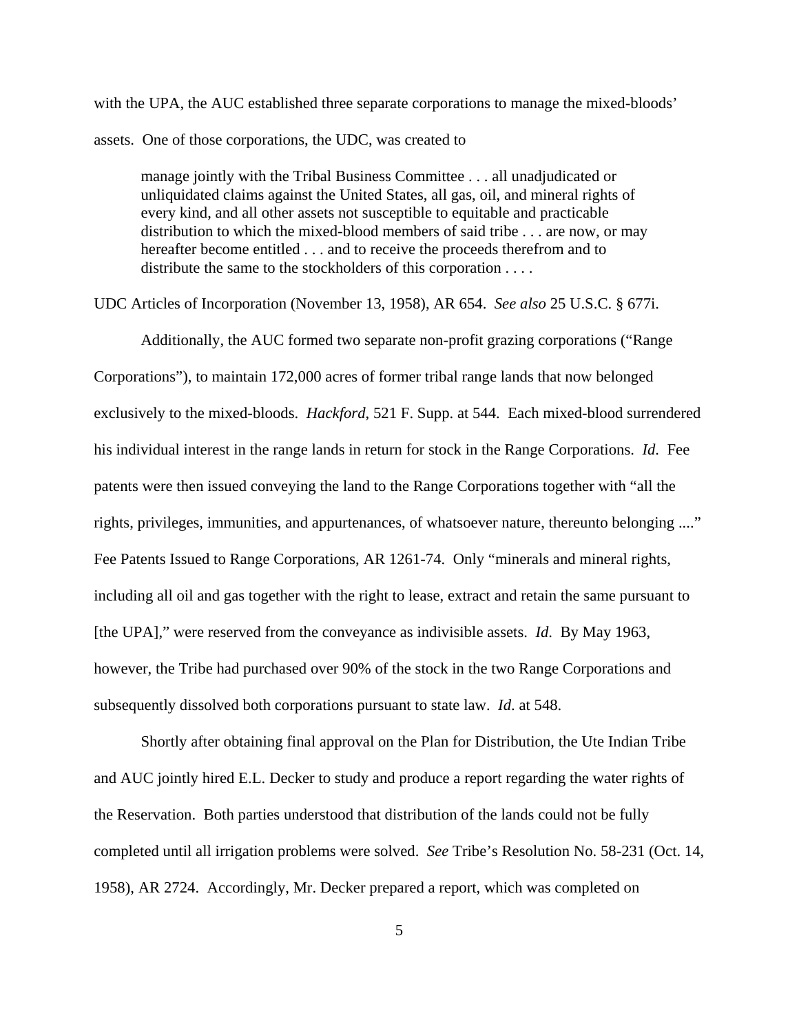with the UPA, the AUC established three separate corporations to manage the mixed-bloods' assets. One of those corporations, the UDC, was created to

> manage jointly with the Tribal Business Committee . . . all unadjudicated or unliquidated claims against the United States, all gas, oil, and mineral rights of every kind, and all other assets not susceptible to equitable and practicable distribution to which the mixed-blood members of said tribe . . . are now, or may hereafter become entitled . . . and to receive the proceeds therefrom and to distribute the same to the stockholders of this corporation . . . .

UDC Articles of Incorporation (November 13, 1958), AR 654. *See also* 25 U.S.C. § 677i.

Additionally, the AUC formed two separate non-profit grazing corporations ("Range Corporations"), to maintain 172,000 acres of former tribal range lands that now belonged exclusively to the mixed-bloods. *Hackford*, 521 F. Supp. at 544. Each mixed-blood surrendered his individual interest in the range lands in return for stock in the Range Corporations. *Id*. Fee patents were then issued conveying the land to the Range Corporations together with "all the rights, privileges, immunities, and appurtenances, of whatsoever nature, thereunto belonging ...." Fee Patents Issued to Range Corporations, AR 1261-74. Only "minerals and mineral rights, including all oil and gas together with the right to lease, extract and retain the same pursuant to [the UPA]," were reserved from the conveyance as indivisible assets. *Id*. By May 1963, however, the Tribe had purchased over 90% of the stock in the two Range Corporations and subsequently dissolved both corporations pursuant to state law. *Id*. at 548.

Shortly after obtaining final approval on the Plan for Distribution, the Ute Indian Tribe and AUC jointly hired E.L. Decker to study and produce a report regarding the water rights of the Reservation. Both parties understood that distribution of the lands could not be fully completed until all irrigation problems were solved. *See* Tribe's Resolution No. 58-231 (Oct. 14, 1958), AR 2724. Accordingly, Mr. Decker prepared a report, which was completed on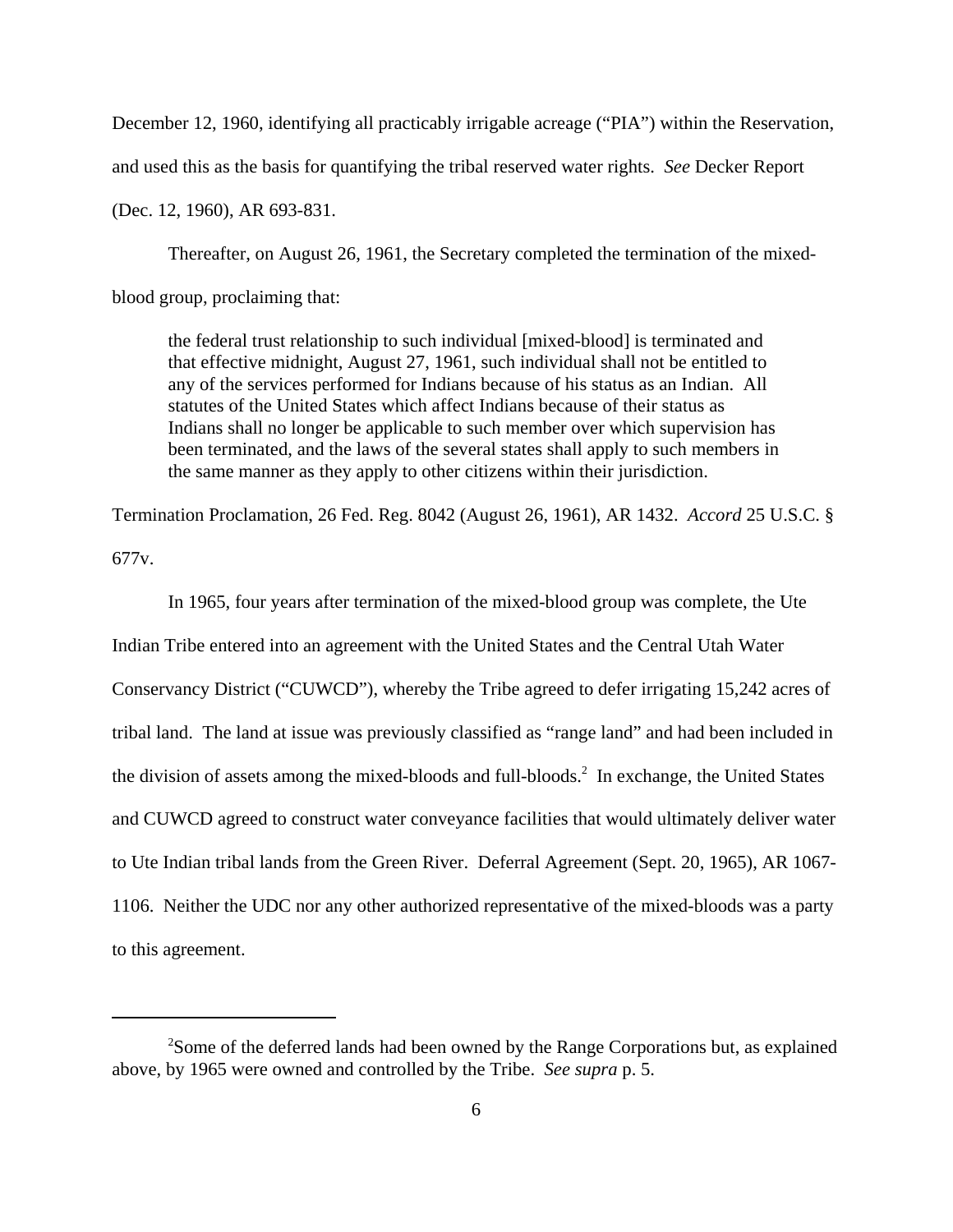December 12, 1960, identifying all practicably irrigable acreage ("PIA") within the Reservation, and used this as the basis for quantifying the tribal reserved water rights. *See* Decker Report (Dec. 12, 1960), AR 693-831.

Thereafter, on August 26, 1961, the Secretary completed the termination of the mixed-blood group, proclaiming that:

> the federal trust relationship to such individual [mixed-blood] is terminated and that effective midnight, August 27, 1961, such individual shall not be entitled to any of the services performed for Indians because of his status as an Indian. All statutes of the United States which affect Indians because of their status as Indians shall no longer be applicable to such member over which supervision has been terminated, and the laws of the several states shall apply to such members in the same manner as they apply to other citizens within their jurisdiction.

Termination Proclamation, 26 Fed. Reg. 8042 (August 26, 1961), AR 1432. *Accord* 25 U.S.C. § 677v.

In 1965, four years after termination of the mixed-blood group was complete, the Ute Indian Tribe entered into an agreement with the United States and the Central Utah Water Conservancy District ("CUWCD"), whereby the Tribe agreed to defer irrigating 15,242 acres of tribal land. The land at issue was previously classified as "range land" and had been included in the division of assets among the mixed-bloods and full-bloods.[2] In exchange, the United States and CUWCD agreed to construct water conveyance facilities that would ultimately deliver water to Ute Indian tribal lands from the Green River. Deferral Agreement (Sept. 20, 1965), AR 1067-1106. Neither the UDC nor any other authorized representative of the mixed-bloods was a party to this agreement.

---

[2] Some of the deferred lands had been owned by the Range Corporations but, as explained above, by 1965 were owned and controlled by the Tribe. *See supra* p. 5.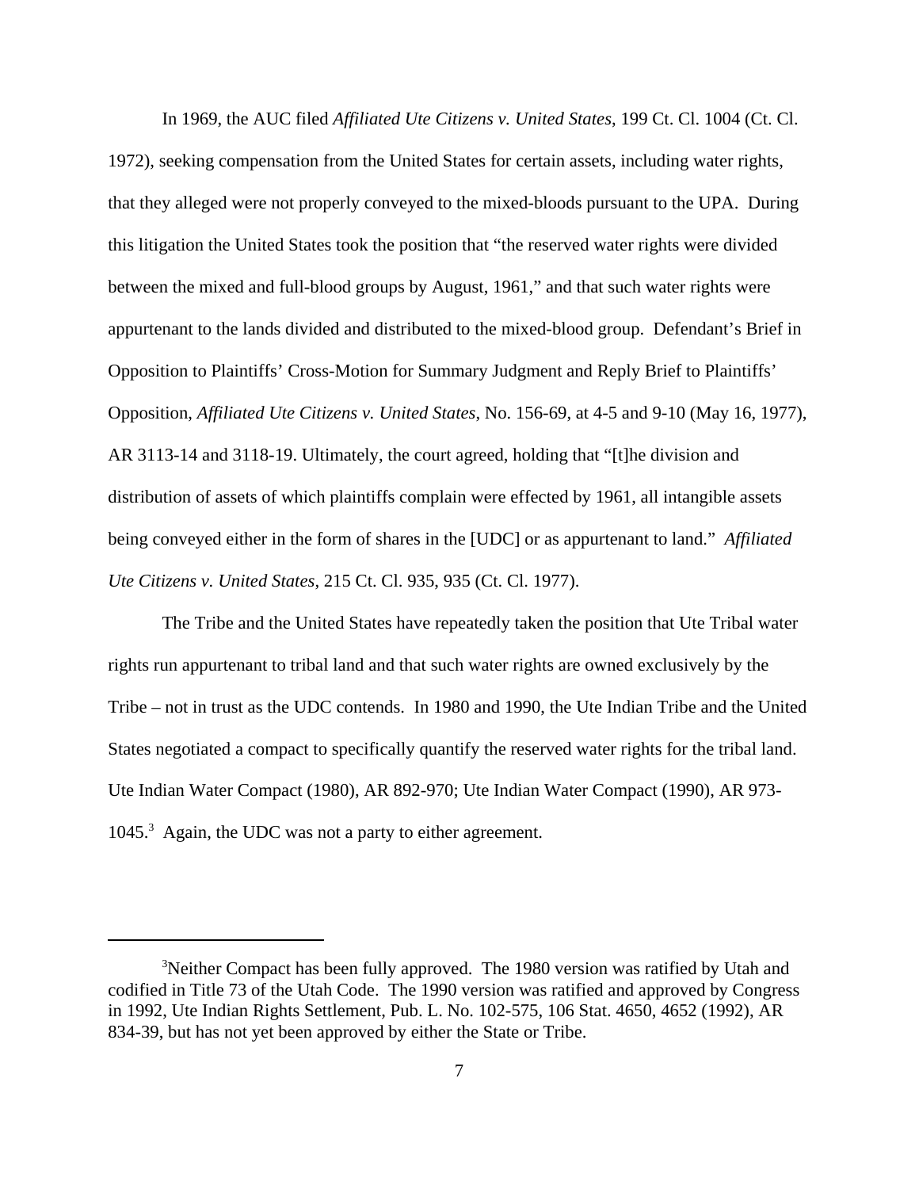In 1969, the AUC filed *Affiliated Ute Citizens v. United States*, 199 Ct. Cl. 1004 (Ct. Cl. 1972), seeking compensation from the United States for certain assets, including water rights, that they alleged were not properly conveyed to the mixed-bloods pursuant to the UPA. During this litigation the United States took the position that "the reserved water rights were divided between the mixed and full-blood groups by August, 1961," and that such water rights were appurtenant to the lands divided and distributed to the mixed-blood group. Defendant's Brief in Opposition to Plaintiffs' Cross-Motion for Summary Judgment and Reply Brief to Plaintiffs' Opposition, *Affiliated Ute Citizens v. United States*, No. 156-69, at 4-5 and 9-10 (May 16, 1977), AR 3113-14 and 3118-19. Ultimately, the court agreed, holding that "[t]he division and distribution of assets of which plaintiffs complain were effected by 1961, all intangible assets being conveyed either in the form of shares in the [UDC] or as appurtenant to land." *Affiliated Ute Citizens v. United States*, 215 Ct. Cl. 935, 935 (Ct. Cl. 1977).

The Tribe and the United States have repeatedly taken the position that Ute Tribal water rights run appurtenant to tribal land and that such water rights are owned exclusively by the Tribe – not in trust as the UDC contends. In 1980 and 1990, the Ute Indian Tribe and the United States negotiated a compact to specifically quantify the reserved water rights for the tribal land. Ute Indian Water Compact (1980), AR 892-970; Ute Indian Water Compact (1990), AR 973-1045.[3] Again, the UDC was not a party to either agreement.

---

[3]Neither Compact has been fully approved. The 1980 version was ratified by Utah and codified in Title 73 of the Utah Code. The 1990 version was ratified and approved by Congress in 1992, Ute Indian Rights Settlement, Pub. L. No. 102-575, 106 Stat. 4650, 4652 (1992), AR 834-39, but has not yet been approved by either the State or Tribe.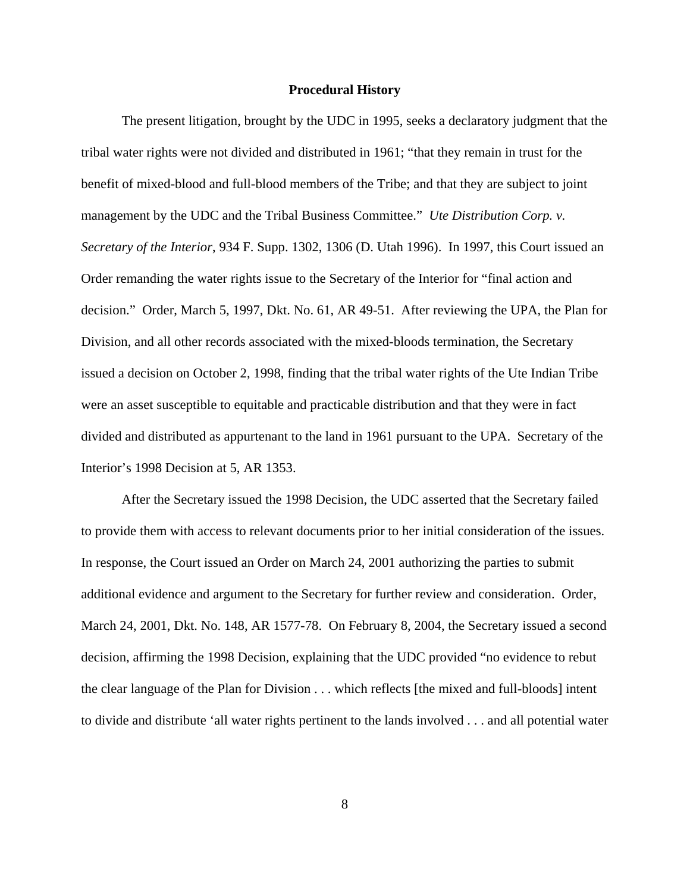## Procedural History

The present litigation, brought by the UDC in 1995, seeks a declaratory judgment that the tribal water rights were not divided and distributed in 1961; "that they remain in trust for the benefit of mixed-blood and full-blood members of the Tribe; and that they are subject to joint management by the UDC and the Tribal Business Committee." *Ute Distribution Corp. v. Secretary of the Interior*, 934 F. Supp. 1302, 1306 (D. Utah 1996). In 1997, this Court issued an Order remanding the water rights issue to the Secretary of the Interior for "final action and decision." Order, March 5, 1997, Dkt. No. 61, AR 49-51. After reviewing the UPA, the Plan for Division, and all other records associated with the mixed-bloods termination, the Secretary issued a decision on October 2, 1998, finding that the tribal water rights of the Ute Indian Tribe were an asset susceptible to equitable and practicable distribution and that they were in fact divided and distributed as appurtenant to the land in 1961 pursuant to the UPA. Secretary of the Interior's 1998 Decision at 5, AR 1353.

After the Secretary issued the 1998 Decision, the UDC asserted that the Secretary failed to provide them with access to relevant documents prior to her initial consideration of the issues. In response, the Court issued an Order on March 24, 2001 authorizing the parties to submit additional evidence and argument to the Secretary for further review and consideration. Order, March 24, 2001, Dkt. No. 148, AR 1577-78. On February 8, 2004, the Secretary issued a second decision, affirming the 1998 Decision, explaining that the UDC provided "no evidence to rebut the clear language of the Plan for Division . . . which reflects [the mixed and full-bloods] intent to divide and distribute 'all water rights pertinent to the lands involved . . . and all potential water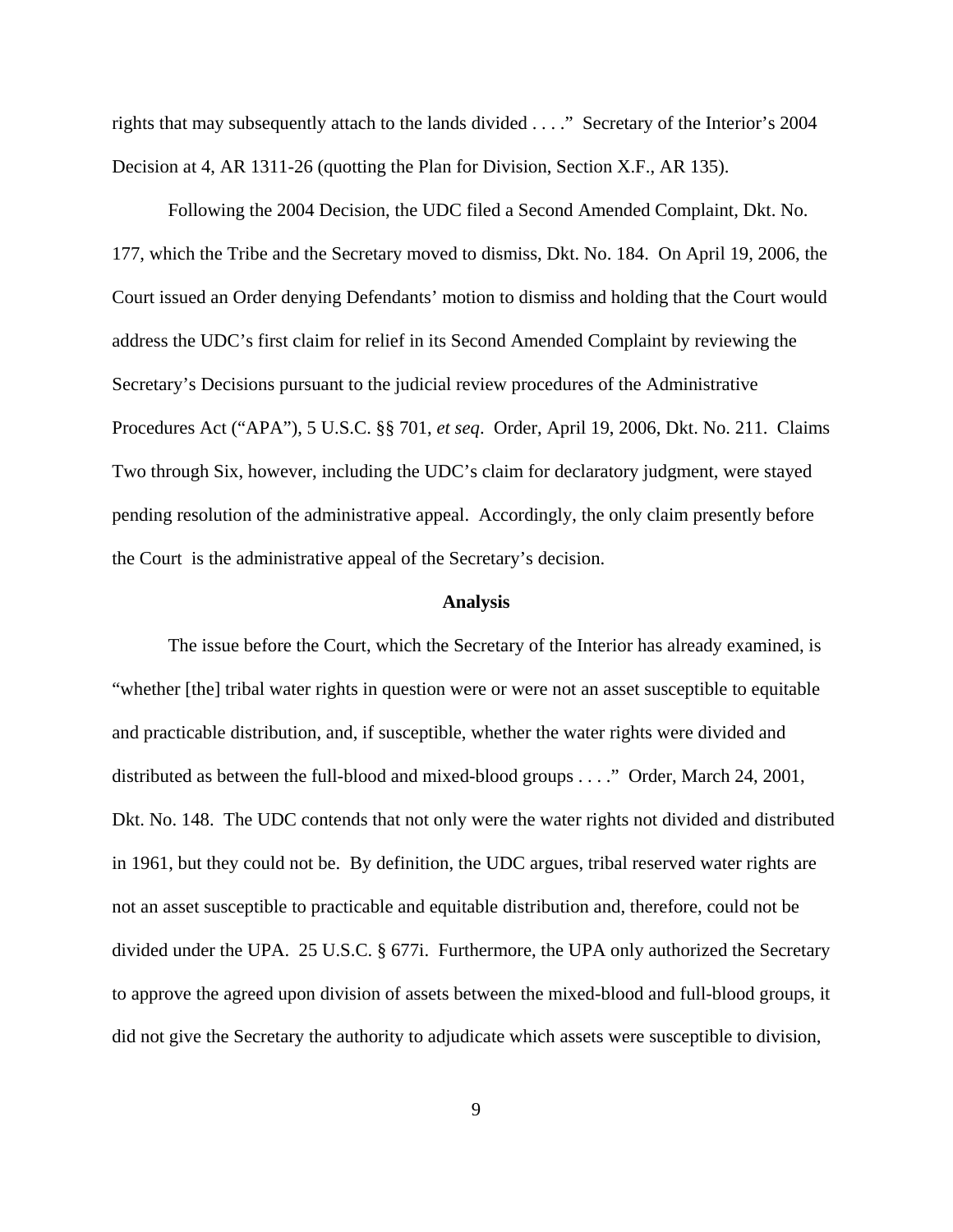rights that may subsequently attach to the lands divided . . . ." Secretary of the Interior's 2004 Decision at 4, AR 1311-26 (quotting the Plan for Division, Section X.F., AR 135).

Following the 2004 Decision, the UDC filed a Second Amended Complaint, Dkt. No. 177, which the Tribe and the Secretary moved to dismiss, Dkt. No. 184. On April 19, 2006, the Court issued an Order denying Defendants' motion to dismiss and holding that the Court would address the UDC's first claim for relief in its Second Amended Complaint by reviewing the Secretary's Decisions pursuant to the judicial review procedures of the Administrative Procedures Act ("APA"), 5 U.S.C. §§ 701, *et seq*. Order, April 19, 2006, Dkt. No. 211. Claims Two through Six, however, including the UDC's claim for declaratory judgment, were stayed pending resolution of the administrative appeal. Accordingly, the only claim presently before the Court is the administrative appeal of the Secretary's decision.

**Analysis**

The issue before the Court, which the Secretary of the Interior has already examined, is "whether [the] tribal water rights in question were or were not an asset susceptible to equitable and practicable distribution, and, if susceptible, whether the water rights were divided and distributed as between the full-blood and mixed-blood groups . . . ." Order, March 24, 2001, Dkt. No. 148. The UDC contends that not only were the water rights not divided and distributed in 1961, but they could not be. By definition, the UDC argues, tribal reserved water rights are not an asset susceptible to practicable and equitable distribution and, therefore, could not be divided under the UPA. 25 U.S.C. § 677i. Furthermore, the UPA only authorized the Secretary to approve the agreed upon division of assets between the mixed-blood and full-blood groups, it did not give the Secretary the authority to adjudicate which assets were susceptible to division,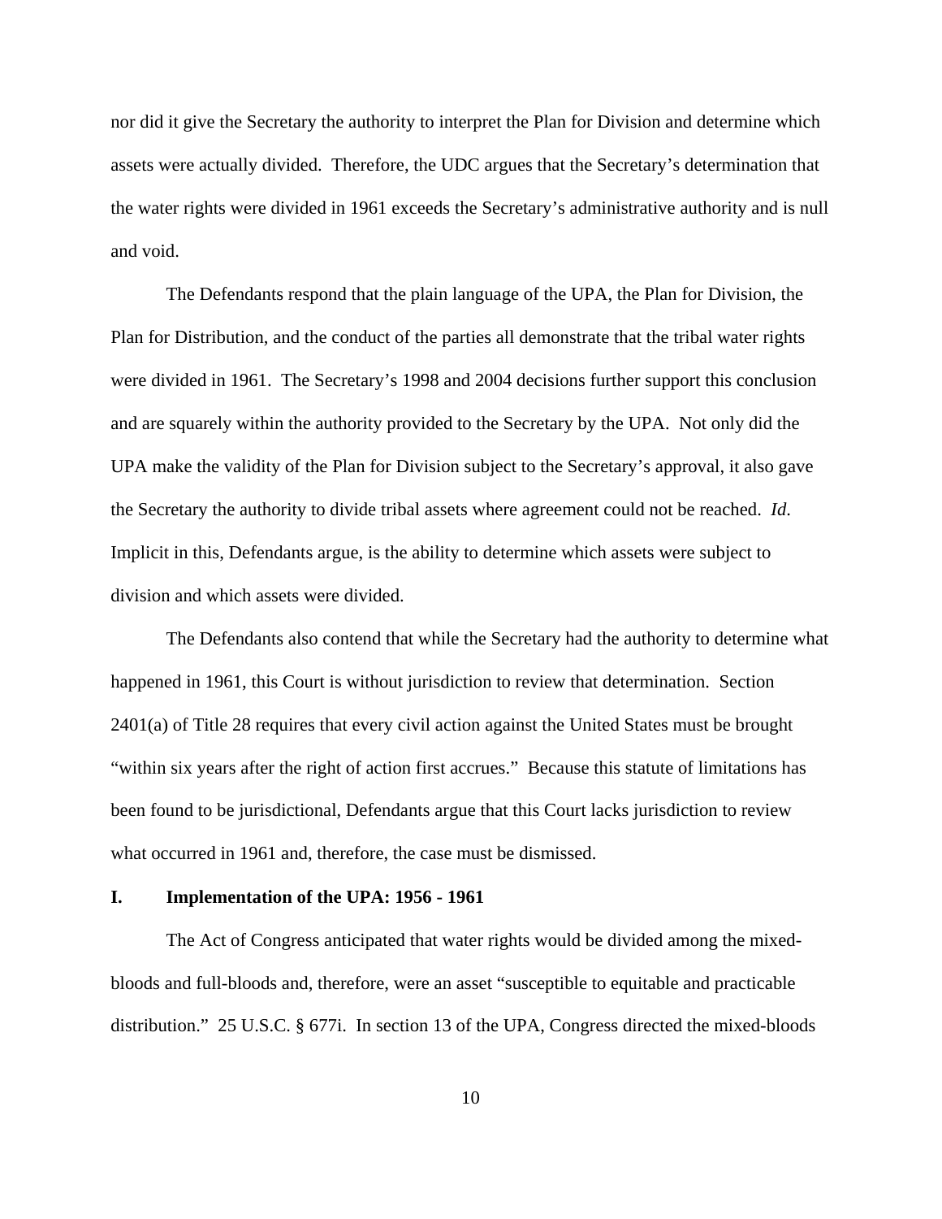nor did it give the Secretary the authority to interpret the Plan for Division and determine which assets were actually divided. Therefore, the UDC argues that the Secretary's determination that the water rights were divided in 1961 exceeds the Secretary's administrative authority and is null and void.

The Defendants respond that the plain language of the UPA, the Plan for Division, the Plan for Distribution, and the conduct of the parties all demonstrate that the tribal water rights were divided in 1961. The Secretary's 1998 and 2004 decisions further support this conclusion and are squarely within the authority provided to the Secretary by the UPA. Not only did the UPA make the validity of the Plan for Division subject to the Secretary's approval, it also gave the Secretary the authority to divide tribal assets where agreement could not be reached. *Id.* Implicit in this, Defendants argue, is the ability to determine which assets were subject to division and which assets were divided.

The Defendants also contend that while the Secretary had the authority to determine what happened in 1961, this Court is without jurisdiction to review that determination. Section 2401(a) of Title 28 requires that every civil action against the United States must be brought "within six years after the right of action first accrues." Because this statute of limitations has been found to be jurisdictional, Defendants argue that this Court lacks jurisdiction to review what occurred in 1961 and, therefore, the case must be dismissed.

## I. Implementation of the UPA: 1956 - 1961

The Act of Congress anticipated that water rights would be divided among the mixed-bloods and full-bloods and, therefore, were an asset "susceptible to equitable and practicable distribution." 25 U.S.C. § 677i. In section 13 of the UPA, Congress directed the mixed-bloods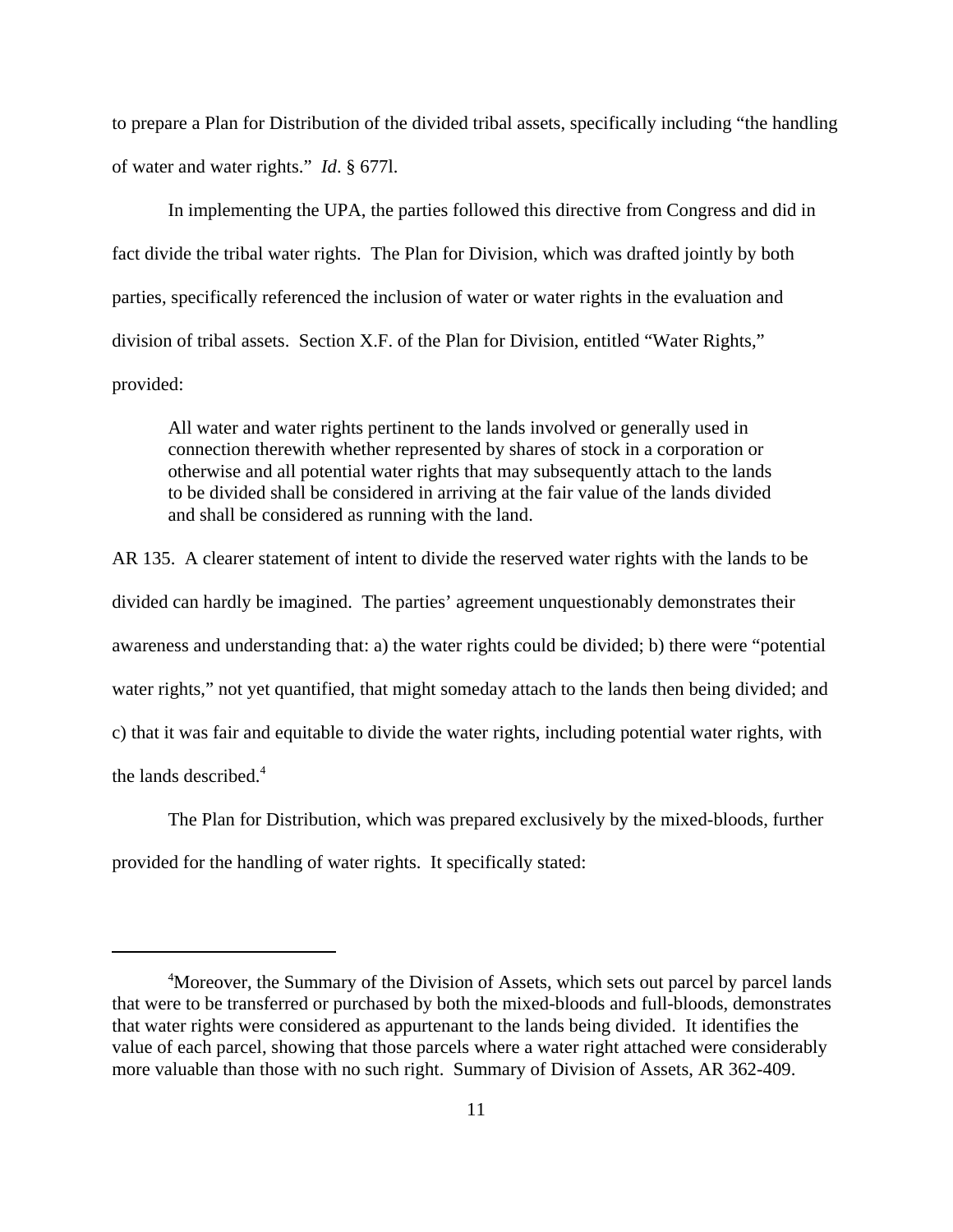to prepare a Plan for Distribution of the divided tribal assets, specifically including "the handling of water and water rights." *Id*. § 677l.

In implementing the UPA, the parties followed this directive from Congress and did in fact divide the tribal water rights. The Plan for Division, which was drafted jointly by both parties, specifically referenced the inclusion of water or water rights in the evaluation and division of tribal assets. Section X.F. of the Plan for Division, entitled "Water Rights," provided:

> All water and water rights pertinent to the lands involved or generally used in connection therewith whether represented by shares of stock in a corporation or otherwise and all potential water rights that may subsequently attach to the lands to be divided shall be considered in arriving at the fair value of the lands divided and shall be considered as running with the land.

AR 135. A clearer statement of intent to divide the reserved water rights with the lands to be divided can hardly be imagined. The parties' agreement unquestionably demonstrates their awareness and understanding that: a) the water rights could be divided; b) there were "potential water rights," not yet quantified, that might someday attach to the lands then being divided; and c) that it was fair and equitable to divide the water rights, including potential water rights, with the lands described.[4]

The Plan for Distribution, which was prepared exclusively by the mixed-bloods, further provided for the handling of water rights. It specifically stated:

---

[4]Moreover, the Summary of the Division of Assets, which sets out parcel by parcel lands that were to be transferred or purchased by both the mixed-bloods and full-bloods, demonstrates that water rights were considered as appurtenant to the lands being divided. It identifies the value of each parcel, showing that those parcels where a water right attached were considerably more valuable than those with no such right. Summary of Division of Assets, AR 362-409.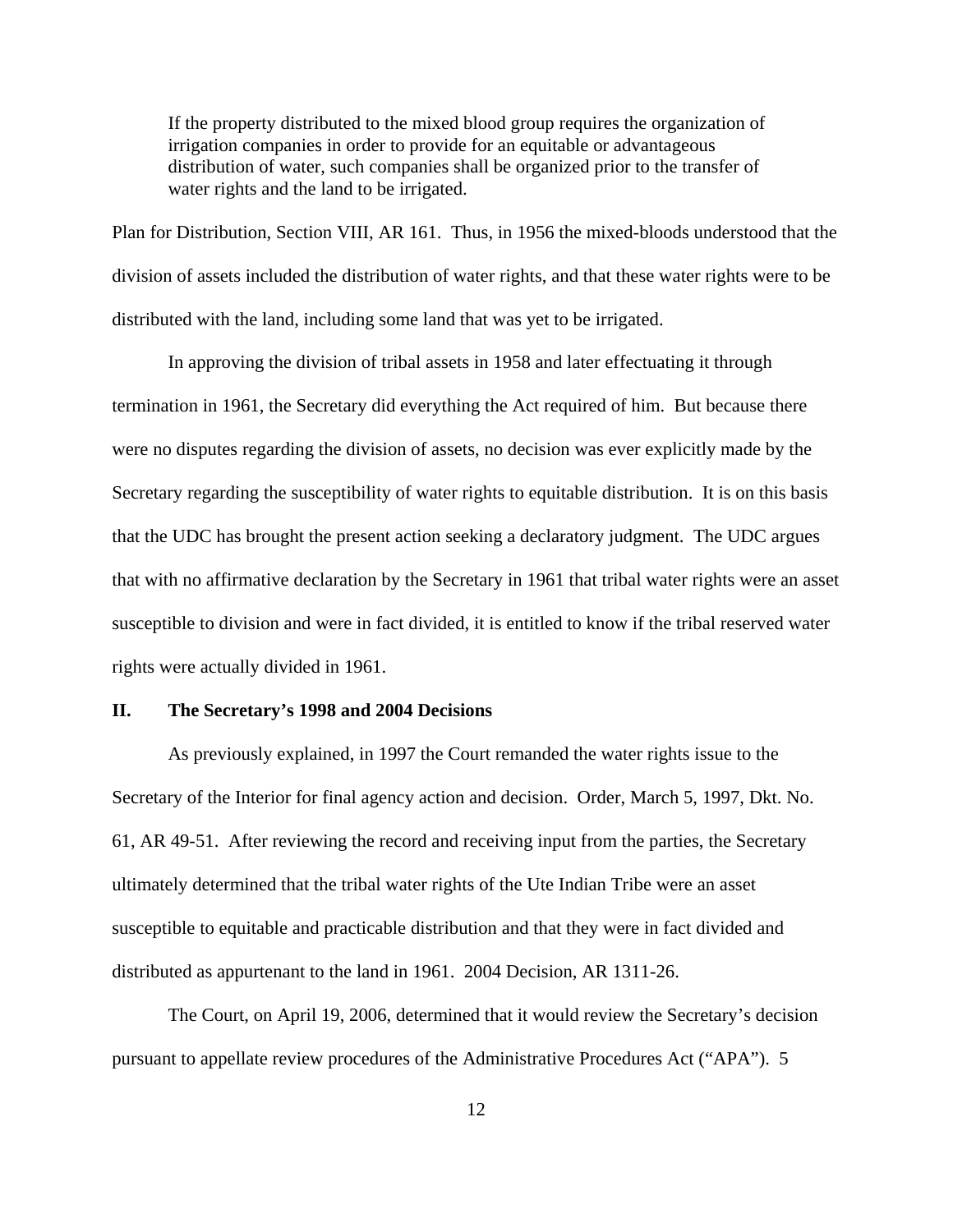> If the property distributed to the mixed blood group requires the organization of irrigation companies in order to provide for an equitable or advantageous distribution of water, such companies shall be organized prior to the transfer of water rights and the land to be irrigated.

Plan for Distribution, Section VIII, AR 161. Thus, in 1956 the mixed-bloods understood that the division of assets included the distribution of water rights, and that these water rights were to be distributed with the land, including some land that was yet to be irrigated.

In approving the division of tribal assets in 1958 and later effectuating it through termination in 1961, the Secretary did everything the Act required of him. But because there were no disputes regarding the division of assets, no decision was ever explicitly made by the Secretary regarding the susceptibility of water rights to equitable distribution. It is on this basis that the UDC has brought the present action seeking a declaratory judgment. The UDC argues that with no affirmative declaration by the Secretary in 1961 that tribal water rights were an asset susceptible to division and were in fact divided, it is entitled to know if the tribal reserved water rights were actually divided in 1961.

## II. The Secretary's 1998 and 2004 Decisions

As previously explained, in 1997 the Court remanded the water rights issue to the Secretary of the Interior for final agency action and decision. Order, March 5, 1997, Dkt. No. 61, AR 49-51. After reviewing the record and receiving input from the parties, the Secretary ultimately determined that the tribal water rights of the Ute Indian Tribe were an asset susceptible to equitable and practicable distribution and that they were in fact divided and distributed as appurtenant to the land in 1961. 2004 Decision, AR 1311-26.

The Court, on April 19, 2006, determined that it would review the Secretary's decision pursuant to appellate review procedures of the Administrative Procedures Act ("APA"). 5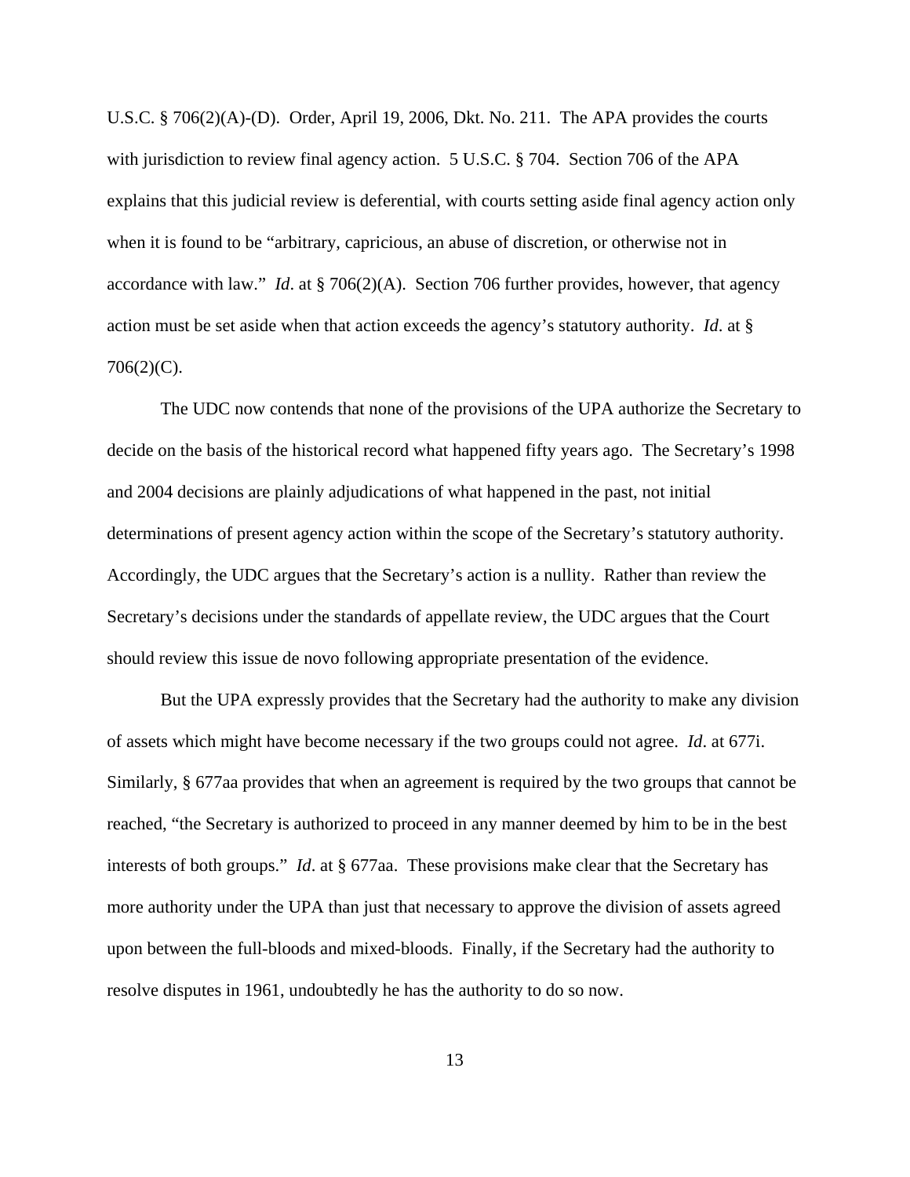U.S.C. § 706(2)(A)-(D). Order, April 19, 2006, Dkt. No. 211. The APA provides the courts with jurisdiction to review final agency action. 5 U.S.C. § 704. Section 706 of the APA explains that this judicial review is deferential, with courts setting aside final agency action only when it is found to be "arbitrary, capricious, an abuse of discretion, or otherwise not in accordance with law." *Id*. at § 706(2)(A). Section 706 further provides, however, that agency action must be set aside when that action exceeds the agency's statutory authority. *Id*. at § 706(2)(C).

The UDC now contends that none of the provisions of the UPA authorize the Secretary to decide on the basis of the historical record what happened fifty years ago. The Secretary's 1998 and 2004 decisions are plainly adjudications of what happened in the past, not initial determinations of present agency action within the scope of the Secretary's statutory authority. Accordingly, the UDC argues that the Secretary's action is a nullity. Rather than review the Secretary's decisions under the standards of appellate review, the UDC argues that the Court should review this issue de novo following appropriate presentation of the evidence.

But the UPA expressly provides that the Secretary had the authority to make any division of assets which might have become necessary if the two groups could not agree. *Id*. at 677i. Similarly, § 677aa provides that when an agreement is required by the two groups that cannot be reached, "the Secretary is authorized to proceed in any manner deemed by him to be in the best interests of both groups." *Id*. at § 677aa. These provisions make clear that the Secretary has more authority under the UPA than just that necessary to approve the division of assets agreed upon between the full-bloods and mixed-bloods. Finally, if the Secretary had the authority to resolve disputes in 1961, undoubtedly he has the authority to do so now.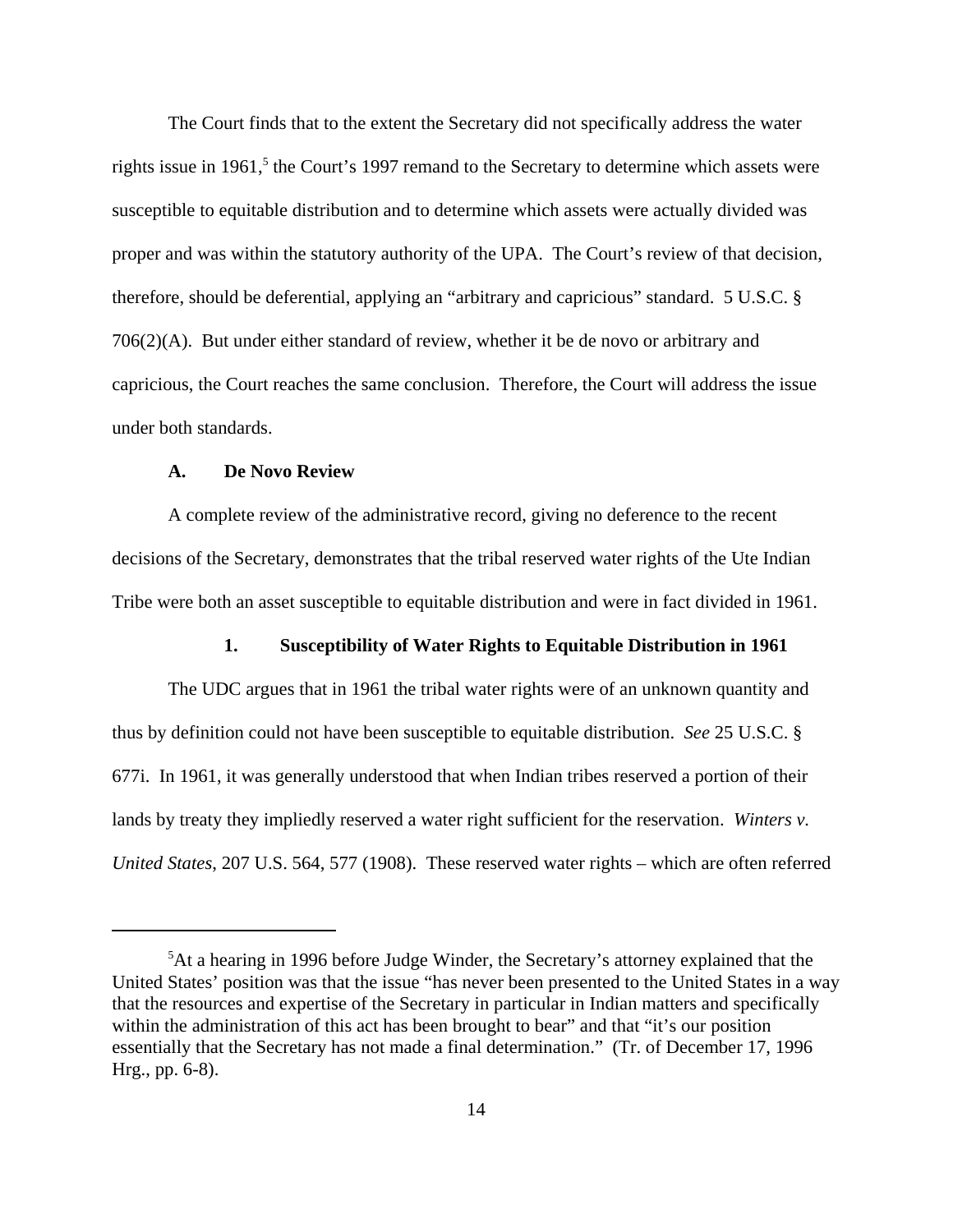The Court finds that to the extent the Secretary did not specifically address the water rights issue in 1961,[5] the Court's 1997 remand to the Secretary to determine which assets were susceptible to equitable distribution and to determine which assets were actually divided was proper and was within the statutory authority of the UPA. The Court's review of that decision, therefore, should be deferential, applying an "arbitrary and capricious" standard. 5 U.S.C. § 706(2)(A). But under either standard of review, whether it be de novo or arbitrary and capricious, the Court reaches the same conclusion. Therefore, the Court will address the issue under both standards.

### A. De Novo Review

A complete review of the administrative record, giving no deference to the recent decisions of the Secretary, demonstrates that the tribal reserved water rights of the Ute Indian Tribe were both an asset susceptible to equitable distribution and were in fact divided in 1961.

#### 1. Susceptibility of Water Rights to Equitable Distribution in 1961

The UDC argues that in 1961 the tribal water rights were of an unknown quantity and thus by definition could not have been susceptible to equitable distribution. *See* 25 U.S.C. § 677i. In 1961, it was generally understood that when Indian tribes reserved a portion of their lands by treaty they impliedly reserved a water right sufficient for the reservation. *Winters v. United States*, 207 U.S. 564, 577 (1908). These reserved water rights – which are often referred

[5] At a hearing in 1996 before Judge Winder, the Secretary's attorney explained that the United States' position was that the issue "has never been presented to the United States in a way that the resources and expertise of the Secretary in particular in Indian matters and specifically within the administration of this act has been brought to bear" and that "it's our position essentially that the Secretary has not made a final determination." (Tr. of December 17, 1996 Hrg., pp. 6-8).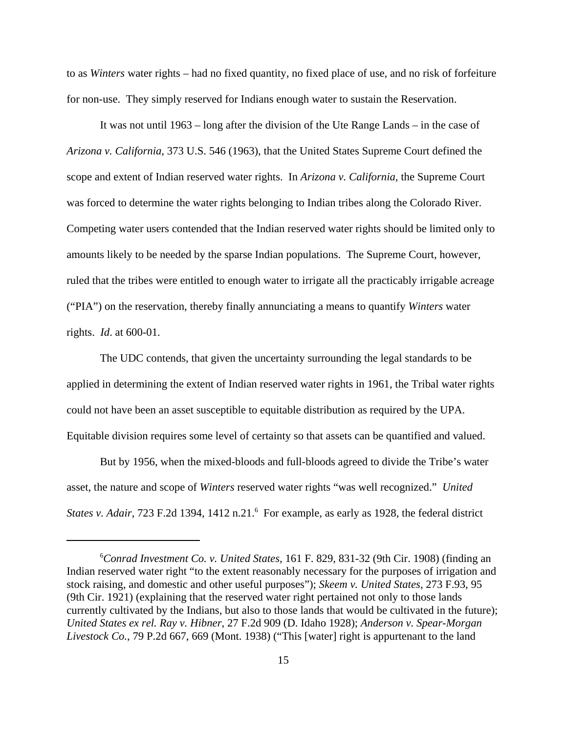to as *Winters* water rights – had no fixed quantity, no fixed place of use, and no risk of forfeiture for non-use. They simply reserved for Indians enough water to sustain the Reservation.

It was not until 1963 – long after the division of the Ute Range Lands – in the case of *Arizona v. California*, 373 U.S. 546 (1963), that the United States Supreme Court defined the scope and extent of Indian reserved water rights. In *Arizona v. California*, the Supreme Court was forced to determine the water rights belonging to Indian tribes along the Colorado River. Competing water users contended that the Indian reserved water rights should be limited only to amounts likely to be needed by the sparse Indian populations. The Supreme Court, however, ruled that the tribes were entitled to enough water to irrigate all the practicably irrigable acreage ("PIA") on the reservation, thereby finally annunciating a means to quantify *Winters* water rights. *Id*. at 600-01.

The UDC contends, that given the uncertainty surrounding the legal standards to be applied in determining the extent of Indian reserved water rights in 1961, the Tribal water rights could not have been an asset susceptible to equitable distribution as required by the UPA. Equitable division requires some level of certainty so that assets can be quantified and valued.

But by 1956, when the mixed-bloods and full-bloods agreed to divide the Tribe's water asset, the nature and scope of *Winters* reserved water rights "was well recognized." *United States v. Adair*, 723 F.2d 1394, 1412 n.21.[6] For example, as early as 1928, the federal district

---

[6]*Conrad Investment Co. v. United States*, 161 F. 829, 831-32 (9th Cir. 1908) (finding an Indian reserved water right "to the extent reasonably necessary for the purposes of irrigation and stock raising, and domestic and other useful purposes"); *Skeem v. United States*, 273 F.93, 95 (9th Cir. 1921) (explaining that the reserved water right pertained not only to those lands currently cultivated by the Indians, but also to those lands that would be cultivated in the future); *United States ex rel. Ray v. Hibner*, 27 F.2d 909 (D. Idaho 1928); *Anderson v. Spear-Morgan Livestock Co.*, 79 P.2d 667, 669 (Mont. 1938) ("This [water] right is appurtenant to the land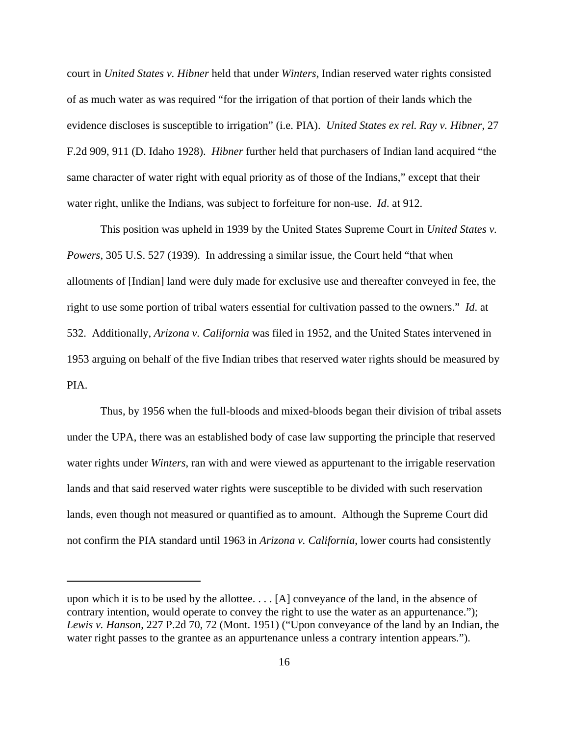court in *United States v. Hibner* held that under *Winters*, Indian reserved water rights consisted of as much water as was required "for the irrigation of that portion of their lands which the evidence discloses is susceptible to irrigation" (i.e. PIA). *United States ex rel. Ray v. Hibner*, 27 F.2d 909, 911 (D. Idaho 1928). *Hibner* further held that purchasers of Indian land acquired "the same character of water right with equal priority as of those of the Indians," except that their water right, unlike the Indians, was subject to forfeiture for non-use. *Id*. at 912.

This position was upheld in 1939 by the United States Supreme Court in *United States v. Powers*, 305 U.S. 527 (1939). In addressing a similar issue, the Court held "that when allotments of [Indian] land were duly made for exclusive use and thereafter conveyed in fee, the right to use some portion of tribal waters essential for cultivation passed to the owners." *Id*. at 532. Additionally, *Arizona v. California* was filed in 1952, and the United States intervened in 1953 arguing on behalf of the five Indian tribes that reserved water rights should be measured by PIA.

Thus, by 1956 when the full-bloods and mixed-bloods began their division of tribal assets under the UPA, there was an established body of case law supporting the principle that reserved water rights under *Winters*, ran with and were viewed as appurtenant to the irrigable reservation lands and that said reserved water rights were susceptible to be divided with such reservation lands, even though not measured or quantified as to amount. Although the Supreme Court did not confirm the PIA standard until 1963 in *Arizona v. California*, lower courts had consistently

---

upon which it is to be used by the allottee. . . . [A] conveyance of the land, in the absence of contrary intention, would operate to convey the right to use the water as an appurtenance."); *Lewis v. Hanson*, 227 P.2d 70, 72 (Mont. 1951) ("Upon conveyance of the land by an Indian, the water right passes to the grantee as an appurtenance unless a contrary intention appears.").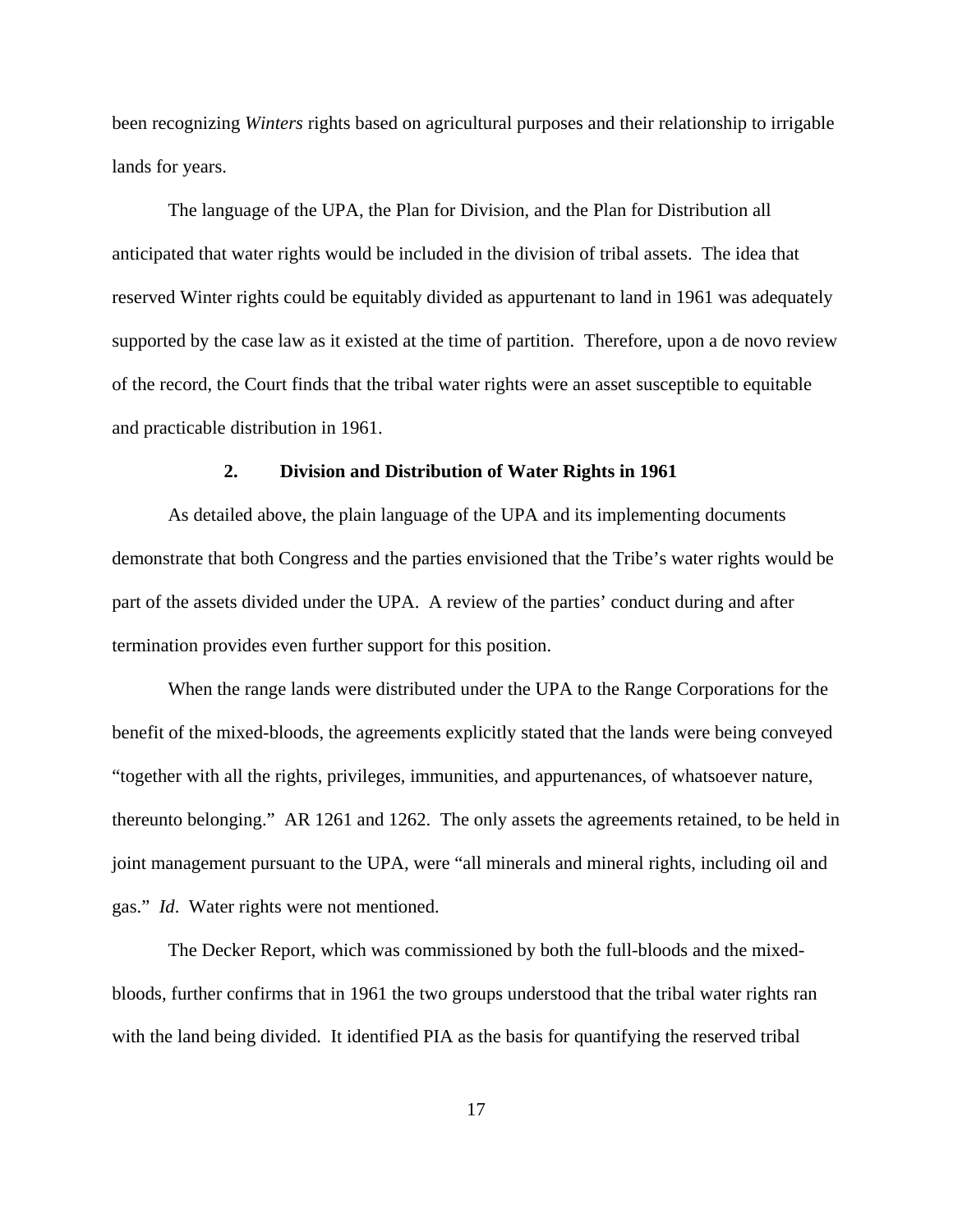been recognizing *Winters* rights based on agricultural purposes and their relationship to irrigable lands for years.

The language of the UPA, the Plan for Division, and the Plan for Distribution all anticipated that water rights would be included in the division of tribal assets. The idea that reserved Winter rights could be equitably divided as appurtenant to land in 1961 was adequately supported by the case law as it existed at the time of partition. Therefore, upon a de novo review of the record, the Court finds that the tribal water rights were an asset susceptible to equitable and practicable distribution in 1961.

### 2. Division and Distribution of Water Rights in 1961

As detailed above, the plain language of the UPA and its implementing documents demonstrate that both Congress and the parties envisioned that the Tribe's water rights would be part of the assets divided under the UPA. A review of the parties' conduct during and after termination provides even further support for this position.

When the range lands were distributed under the UPA to the Range Corporations for the benefit of the mixed-bloods, the agreements explicitly stated that the lands were being conveyed "together with all the rights, privileges, immunities, and appurtenances, of whatsoever nature, thereunto belonging." AR 1261 and 1262. The only assets the agreements retained, to be held in joint management pursuant to the UPA, were "all minerals and mineral rights, including oil and gas." *Id*. Water rights were not mentioned.

The Decker Report, which was commissioned by both the full-bloods and the mixed-bloods, further confirms that in 1961 the two groups understood that the tribal water rights ran with the land being divided. It identified PIA as the basis for quantifying the reserved tribal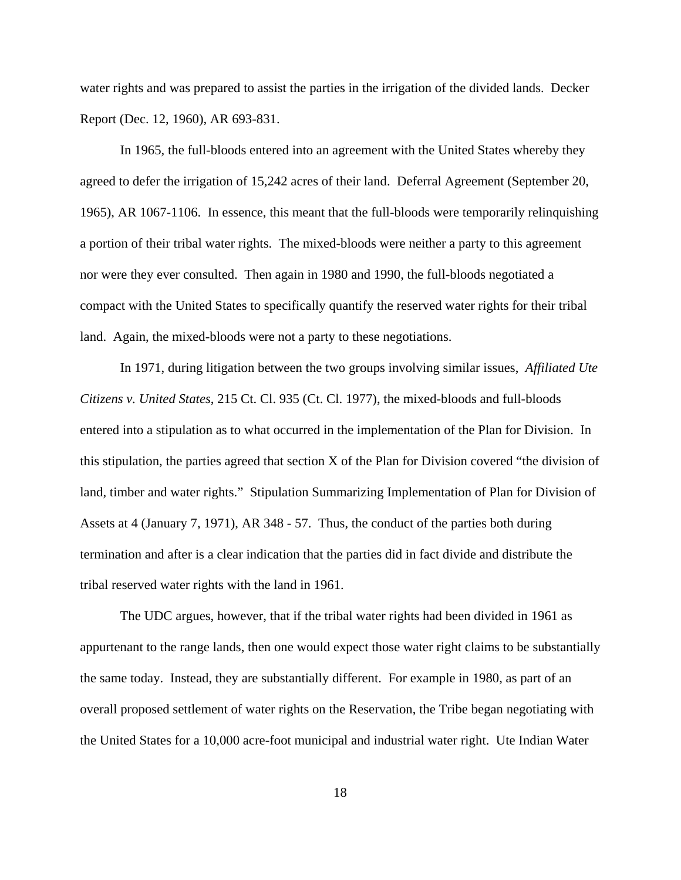water rights and was prepared to assist the parties in the irrigation of the divided lands. Decker Report (Dec. 12, 1960), AR 693-831.

In 1965, the full-bloods entered into an agreement with the United States whereby they agreed to defer the irrigation of 15,242 acres of their land. Deferral Agreement (September 20, 1965), AR 1067-1106. In essence, this meant that the full-bloods were temporarily relinquishing a portion of their tribal water rights. The mixed-bloods were neither a party to this agreement nor were they ever consulted. Then again in 1980 and 1990, the full-bloods negotiated a compact with the United States to specifically quantify the reserved water rights for their tribal land. Again, the mixed-bloods were not a party to these negotiations.

In 1971, during litigation between the two groups involving similar issues, *Affiliated Ute Citizens v. United States*, 215 Ct. Cl. 935 (Ct. Cl. 1977), the mixed-bloods and full-bloods entered into a stipulation as to what occurred in the implementation of the Plan for Division. In this stipulation, the parties agreed that section X of the Plan for Division covered "the division of land, timber and water rights." Stipulation Summarizing Implementation of Plan for Division of Assets at 4 (January 7, 1971), AR 348 - 57. Thus, the conduct of the parties both during termination and after is a clear indication that the parties did in fact divide and distribute the tribal reserved water rights with the land in 1961.

The UDC argues, however, that if the tribal water rights had been divided in 1961 as appurtenant to the range lands, then one would expect those water right claims to be substantially the same today. Instead, they are substantially different. For example in 1980, as part of an overall proposed settlement of water rights on the Reservation, the Tribe began negotiating with the United States for a 10,000 acre-foot municipal and industrial water right. Ute Indian Water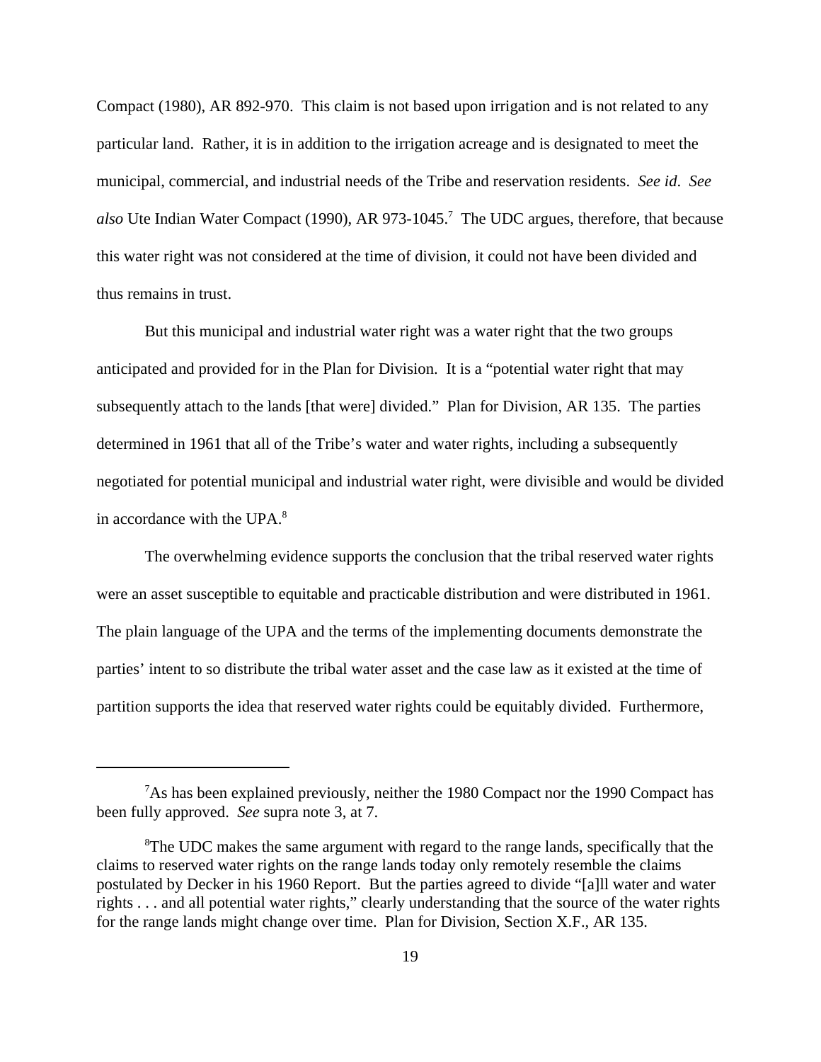Compact (1980), AR 892-970. This claim is not based upon irrigation and is not related to any particular land. Rather, it is in addition to the irrigation acreage and is designated to meet the municipal, commercial, and industrial needs of the Tribe and reservation residents. *See id*. *See also* Ute Indian Water Compact (1990), AR 973-1045.[7] The UDC argues, therefore, that because this water right was not considered at the time of division, it could not have been divided and thus remains in trust.

But this municipal and industrial water right was a water right that the two groups anticipated and provided for in the Plan for Division. It is a "potential water right that may subsequently attach to the lands [that were] divided." Plan for Division, AR 135. The parties determined in 1961 that all of the Tribe's water and water rights, including a subsequently negotiated for potential municipal and industrial water right, were divisible and would be divided in accordance with the UPA.[8]

The overwhelming evidence supports the conclusion that the tribal reserved water rights were an asset susceptible to equitable and practicable distribution and were distributed in 1961. The plain language of the UPA and the terms of the implementing documents demonstrate the parties' intent to so distribute the tribal water asset and the case law as it existed at the time of partition supports the idea that reserved water rights could be equitably divided. Furthermore,

---

[7]As has been explained previously, neither the 1980 Compact nor the 1990 Compact has been fully approved. *See* supra note 3, at 7.

[8]The UDC makes the same argument with regard to the range lands, specifically that the claims to reserved water rights on the range lands today only remotely resemble the claims postulated by Decker in his 1960 Report. But the parties agreed to divide "[a]ll water and water rights . . . and all potential water rights," clearly understanding that the source of the water rights for the range lands might change over time. Plan for Division, Section X.F., AR 135.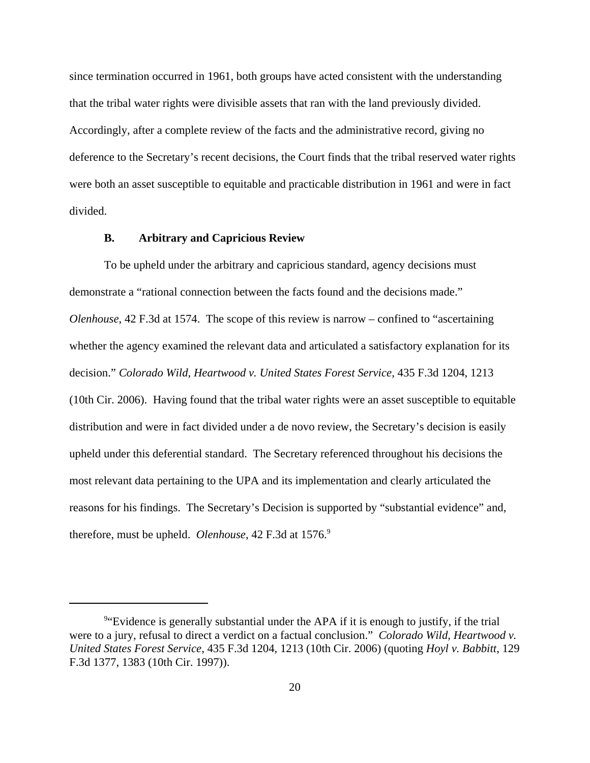since termination occurred in 1961, both groups have acted consistent with the understanding that the tribal water rights were divisible assets that ran with the land previously divided. Accordingly, after a complete review of the facts and the administrative record, giving no deference to the Secretary's recent decisions, the Court finds that the tribal reserved water rights were both an asset susceptible to equitable and practicable distribution in 1961 and were in fact divided.

### B. Arbitrary and Capricious Review

To be upheld under the arbitrary and capricious standard, agency decisions must demonstrate a "rational connection between the facts found and the decisions made." *Olenhouse*, 42 F.3d at 1574. The scope of this review is narrow – confined to "ascertaining whether the agency examined the relevant data and articulated a satisfactory explanation for its decision." *Colorado Wild, Heartwood v. United States Forest Service*, 435 F.3d 1204, 1213 (10th Cir. 2006). Having found that the tribal water rights were an asset susceptible to equitable distribution and were in fact divided under a de novo review, the Secretary's decision is easily upheld under this deferential standard. The Secretary referenced throughout his decisions the most relevant data pertaining to the UPA and its implementation and clearly articulated the reasons for his findings. The Secretary's Decision is supported by "substantial evidence" and, therefore, must be upheld. *Olenhouse*, 42 F.3d at 1576.[9]

---

[9]"Evidence is generally substantial under the APA if it is enough to justify, if the trial were to a jury, refusal to direct a verdict on a factual conclusion." *Colorado Wild, Heartwood v. United States Forest Service*, 435 F.3d 1204, 1213 (10th Cir. 2006) (quoting *Hoyl v. Babbitt*, 129 F.3d 1377, 1383 (10th Cir. 1997)).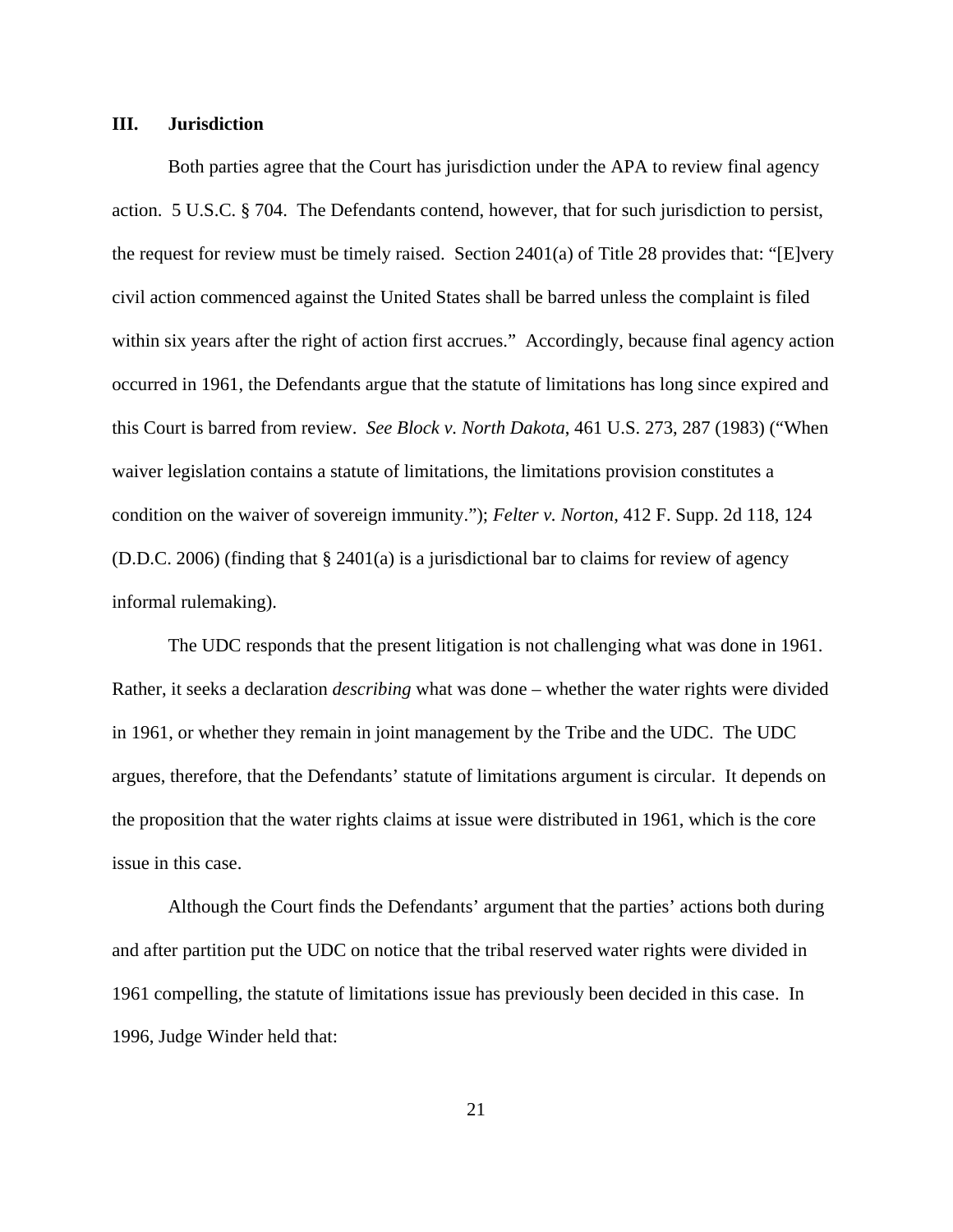## III. Jurisdiction

Both parties agree that the Court has jurisdiction under the APA to review final agency action. 5 U.S.C. § 704. The Defendants contend, however, that for such jurisdiction to persist, the request for review must be timely raised. Section 2401(a) of Title 28 provides that: "[E]very civil action commenced against the United States shall be barred unless the complaint is filed within six years after the right of action first accrues." Accordingly, because final agency action occurred in 1961, the Defendants argue that the statute of limitations has long since expired and this Court is barred from review. *See Block v. North Dakota*, 461 U.S. 273, 287 (1983) ("When waiver legislation contains a statute of limitations, the limitations provision constitutes a condition on the waiver of sovereign immunity."); *Felter v. Norton*, 412 F. Supp. 2d 118, 124 (D.D.C. 2006) (finding that § 2401(a) is a jurisdictional bar to claims for review of agency informal rulemaking).

The UDC responds that the present litigation is not challenging what was done in 1961. Rather, it seeks a declaration *describing* what was done – whether the water rights were divided in 1961, or whether they remain in joint management by the Tribe and the UDC. The UDC argues, therefore, that the Defendants' statute of limitations argument is circular. It depends on the proposition that the water rights claims at issue were distributed in 1961, which is the core issue in this case.

Although the Court finds the Defendants' argument that the parties' actions both during and after partition put the UDC on notice that the tribal reserved water rights were divided in 1961 compelling, the statute of limitations issue has previously been decided in this case. In 1996, Judge Winder held that: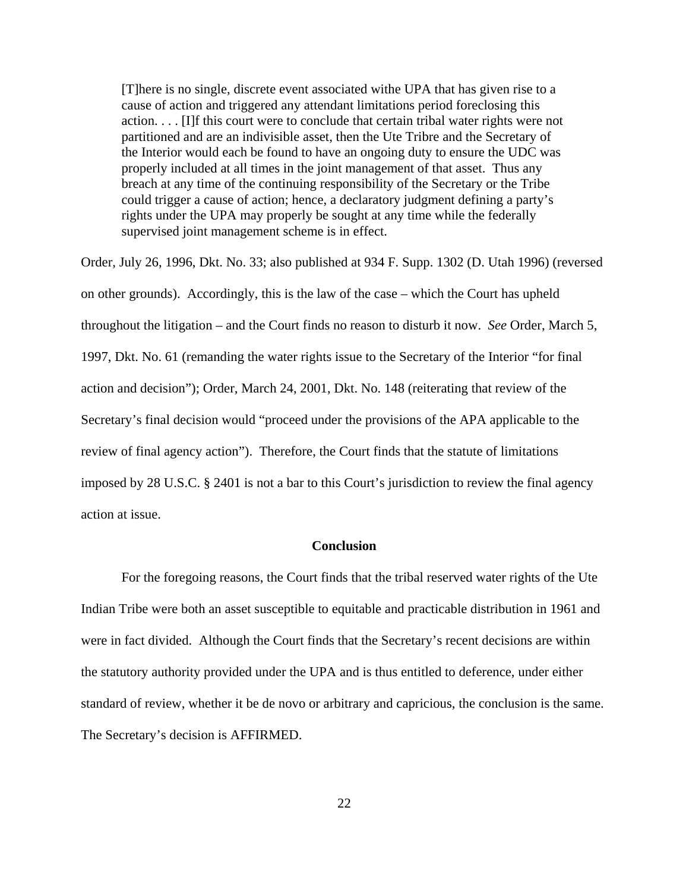> [T]here is no single, discrete event associated withe UPA that has given rise to a cause of action and triggered any attendant limitations period foreclosing this action. . . . [I]f this court were to conclude that certain tribal water rights were not partitioned and are an indivisible asset, then the Ute Tribre and the Secretary of the Interior would each be found to have an ongoing duty to ensure the UDC was properly included at all times in the joint management of that asset. Thus any breach at any time of the continuing responsibility of the Secretary or the Tribe could trigger a cause of action; hence, a declaratory judgment defining a party's rights under the UPA may properly be sought at any time while the federally supervised joint management scheme is in effect.

Order, July 26, 1996, Dkt. No. 33; also published at 934 F. Supp. 1302 (D. Utah 1996) (reversed on other grounds). Accordingly, this is the law of the case – which the Court has upheld throughout the litigation – and the Court finds no reason to disturb it now. *See* Order, March 5, 1997, Dkt. No. 61 (remanding the water rights issue to the Secretary of the Interior "for final action and decision"); Order, March 24, 2001, Dkt. No. 148 (reiterating that review of the Secretary's final decision would "proceed under the provisions of the APA applicable to the review of final agency action"). Therefore, the Court finds that the statute of limitations imposed by 28 U.S.C. § 2401 is not a bar to this Court's jurisdiction to review the final agency action at issue.

## Conclusion

For the foregoing reasons, the Court finds that the tribal reserved water rights of the Ute Indian Tribe were both an asset susceptible to equitable and practicable distribution in 1961 and were in fact divided. Although the Court finds that the Secretary's recent decisions are within the statutory authority provided under the UPA and is thus entitled to deference, under either standard of review, whether it be de novo or arbitrary and capricious, the conclusion is the same. The Secretary's decision is AFFIRMED.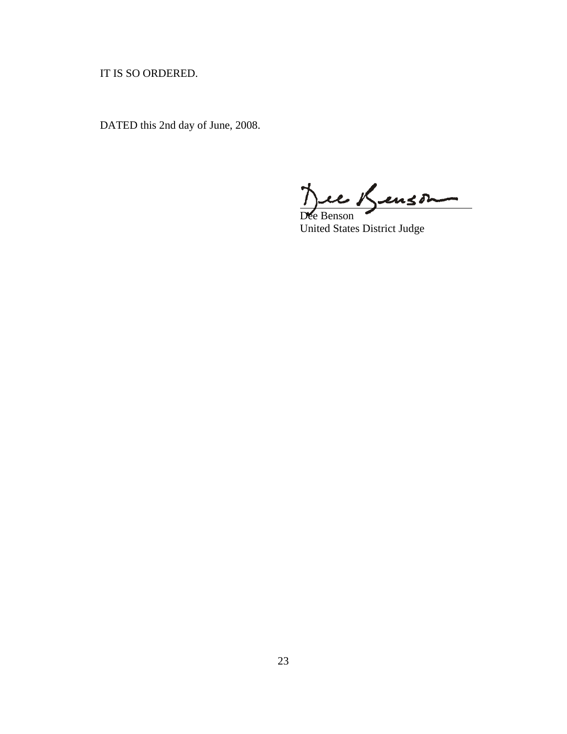IT IS SO ORDERED.

DATED this 2nd day of June, 2008.

Dee Benson
United States District Judge